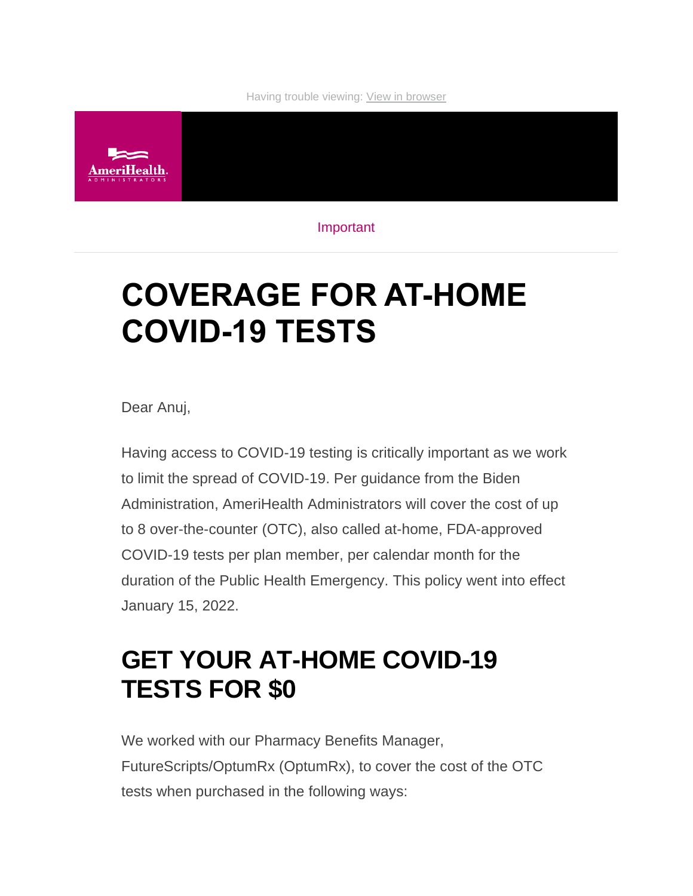Having trouble viewing: View in browser

AmeriHealth Administrators

Important

# COVERAGE FOR AT-HOME COVID-19 TESTS

Dear Anuj,

Having access to COVID-19 testing is critically important as we work to limit the spread of COVID-19. Per guidance from the Biden Administration, AmeriHealth Administrators will cover the cost of up to 8 over-the-counter (OTC), also called at-home, FDA-approved COVID-19 tests per plan member, per calendar month for the duration of the Public Health Emergency. This policy went into effect January 15, 2022.

## GET YOUR AT-HOME COVID-19 TESTS FOR $0

We worked with our Pharmacy Benefits Manager, FutureScripts/OptumRx (OptumRx), to cover the cost of the OTC tests when purchased in the following ways: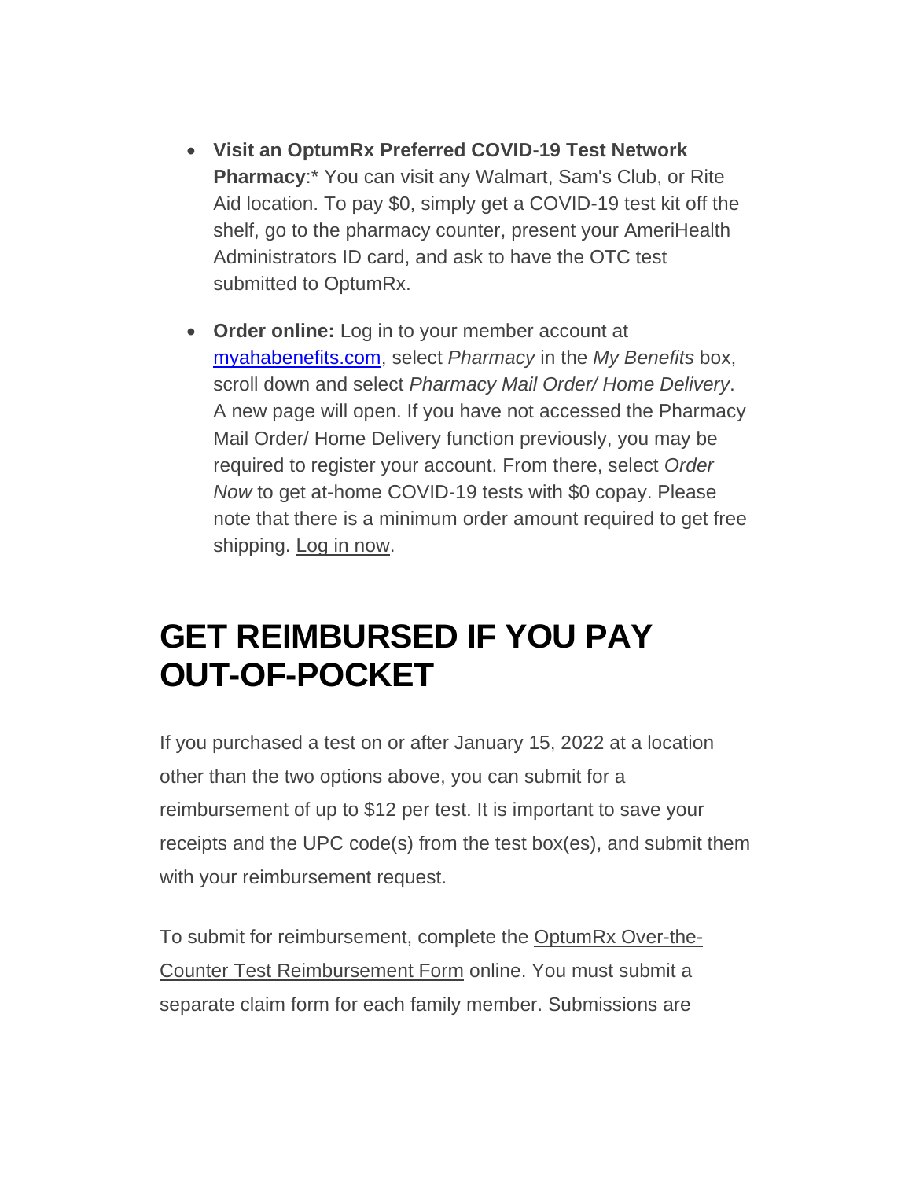- **Visit an OptumRx Preferred COVID-19 Test Network Pharmacy**:* You can visit any Walmart, Sam's Club, or Rite Aid location. To pay $0, simply get a COVID-19 test kit off the shelf, go to the pharmacy counter, present your AmeriHealth Administrators ID card, and ask to have the OTC test submitted to OptumRx.
- **Order online:** Log in to your member account at myahabenefits.com, select *Pharmacy* in the *My Benefits* box, scroll down and select *Pharmacy Mail Order/ Home Delivery*. A new page will open. If you have not accessed the Pharmacy Mail Order/ Home Delivery function previously, you may be required to register your account. From there, select *Order Now* to get at-home COVID-19 tests with $0 copay. Please note that there is a minimum order amount required to get free shipping. Log in now.

# GET REIMBURSED IF YOU PAY OUT-OF-POCKET

If you purchased a test on or after January 15, 2022 at a location other than the two options above, you can submit for a reimbursement of up to $12 per test. It is important to save your receipts and the UPC code(s) from the test box(es), and submit them with your reimbursement request.

To submit for reimbursement, complete the OptumRx Over-the-Counter Test Reimbursement Form online. You must submit a separate claim form for each family member. Submissions are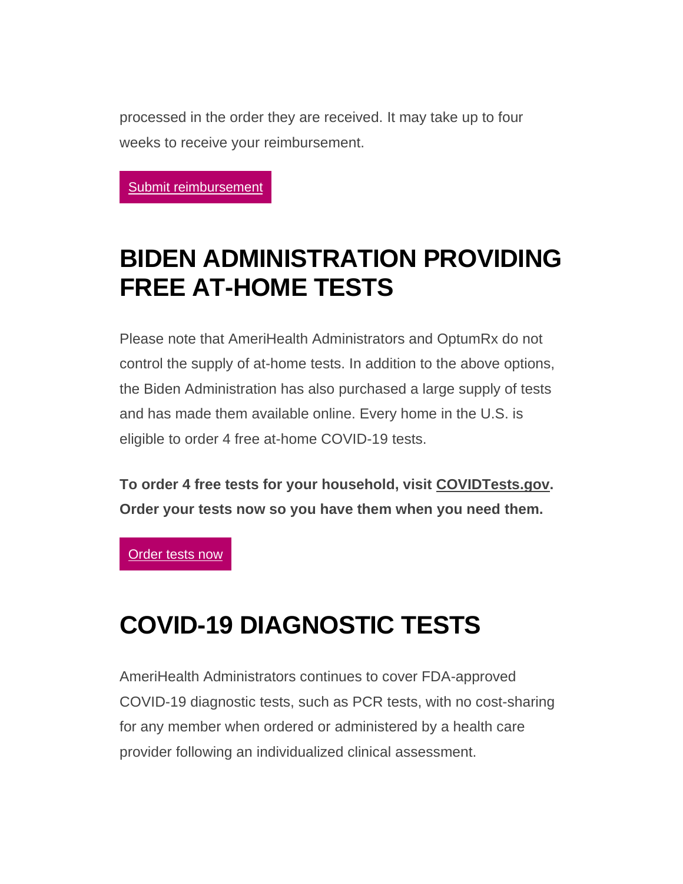processed in the order they are received. It may take up to four weeks to receive your reimbursement.

Submit reimbursement

## BIDEN ADMINISTRATION PROVIDING FREE AT-HOME TESTS

Please note that AmeriHealth Administrators and OptumRx do not control the supply of at-home tests. In addition to the above options, the Biden Administration has also purchased a large supply of tests and has made them available online. Every home in the U.S. is eligible to order 4 free at-home COVID-19 tests.

**To order 4 free tests for your household, visit COVIDTests.gov. Order your tests now so you have them when you need them.**

Order tests now

## COVID-19 DIAGNOSTIC TESTS

AmeriHealth Administrators continues to cover FDA-approved COVID-19 diagnostic tests, such as PCR tests, with no cost-sharing for any member when ordered or administered by a health care provider following an individualized clinical assessment.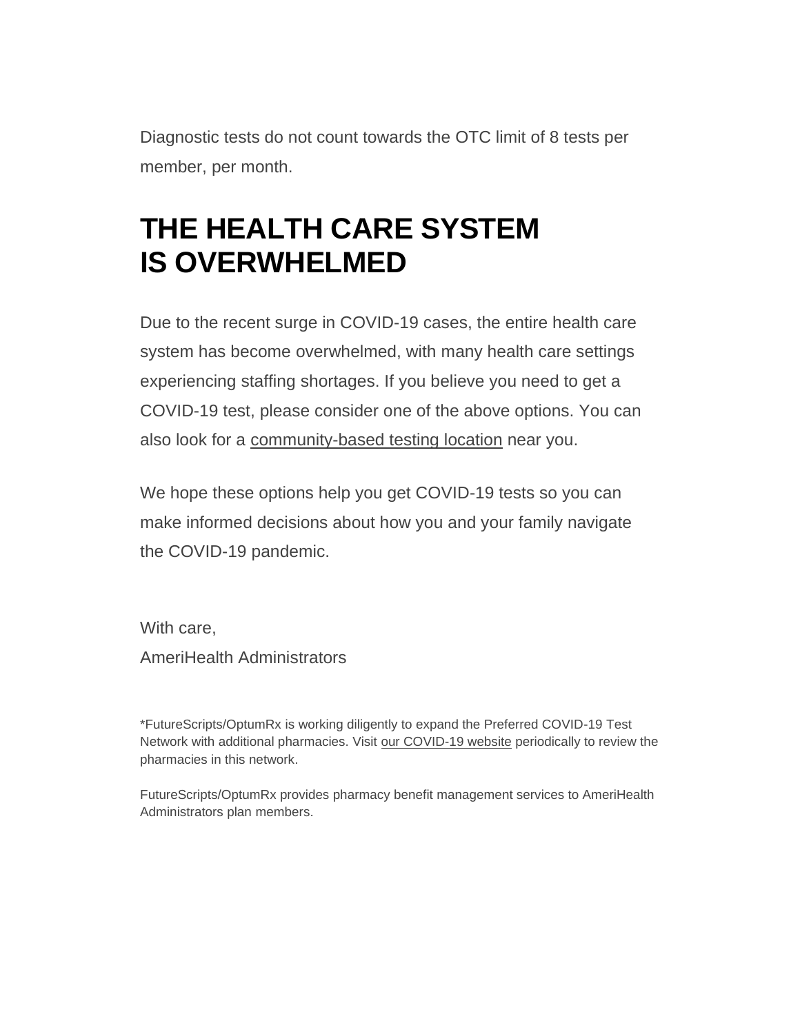Diagnostic tests do not count towards the OTC limit of 8 tests per member, per month.

## THE HEALTH CARE SYSTEM IS OVERWHELMED

Due to the recent surge in COVID-19 cases, the entire health care system has become overwhelmed, with many health care settings experiencing staffing shortages. If you believe you need to get a COVID-19 test, please consider one of the above options. You can also look for a community-based testing location near you.

We hope these options help you get COVID-19 tests so you can make informed decisions about how you and your family navigate the COVID-19 pandemic.

With care,
AmeriHealth Administrators

*FutureScripts/OptumRx is working diligently to expand the Preferred COVID-19 Test Network with additional pharmacies. Visit our COVID-19 website periodically to review the pharmacies in this network.

FutureScripts/OptumRx provides pharmacy benefit management services to AmeriHealth Administrators plan members.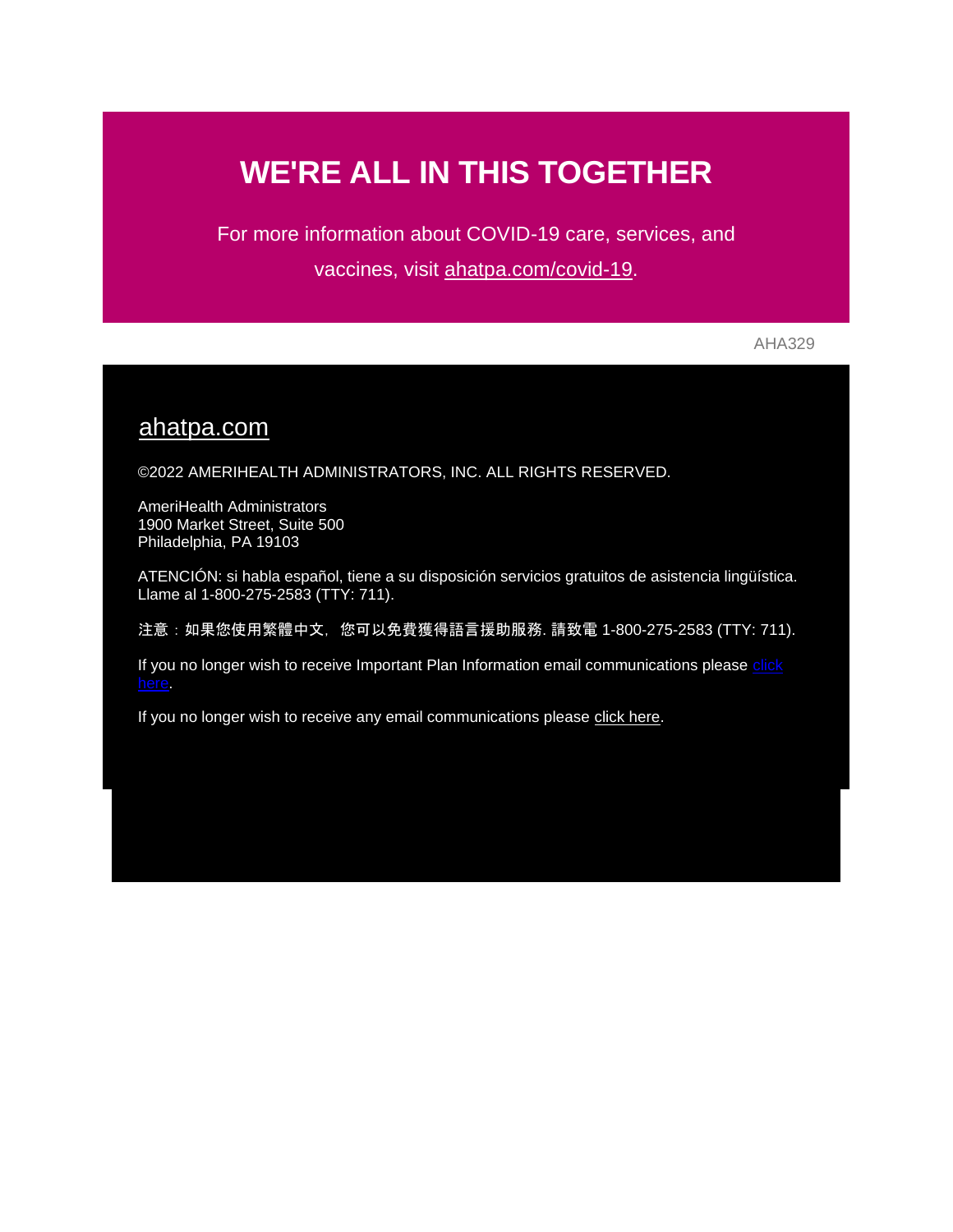# WE'RE ALL IN THIS TOGETHER

For more information about COVID-19 care, services, and vaccines, visit ahatpa.com/covid-19.

AHA329

ahatpa.com

©2022 AMERIHEALTH ADMINISTRATORS, INC. ALL RIGHTS RESERVED.

AmeriHealth Administrators
1900 Market Street, Suite 500
Philadelphia, PA 19103

ATENCIÓN: si habla español, tiene a su disposición servicios gratuitos de asistencia lingüística. Llame al 1-800-275-2583 (TTY: 711).

注意：如果您使用繁體中文，您可以免費獲得語言援助服務. 請致電 1-800-275-2583 (TTY: 711).

If you no longer wish to receive Important Plan Information email communications please click here.

If you no longer wish to receive any email communications please click here.